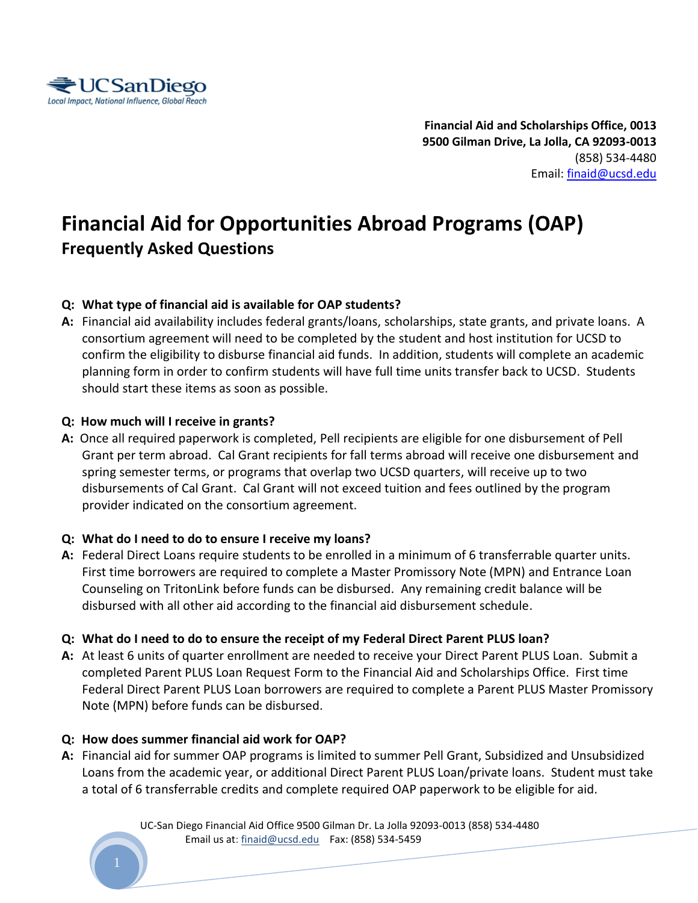UC San Diego
*Local Impact, National Influence, Global Reach*

**Financial Aid and Scholarships Office, 0013**
**9500 Gilman Drive, La Jolla, CA 92093-0013**
(858) 534-4480
Email: finaid@ucsd.edu

# Financial Aid for Opportunities Abroad Programs (OAP)

## Frequently Asked Questions

**Q: What type of financial aid is available for OAP students?**

**A:** Financial aid availability includes federal grants/loans, scholarships, state grants, and private loans. A consortium agreement will need to be completed by the student and host institution for UCSD to confirm the eligibility to disburse financial aid funds. In addition, students will complete an academic planning form in order to confirm students will have full time units transfer back to UCSD. Students should start these items as soon as possible.

**Q: How much will I receive in grants?**

**A:** Once all required paperwork is completed, Pell recipients are eligible for one disbursement of Pell Grant per term abroad. Cal Grant recipients for fall terms abroad will receive one disbursement and spring semester terms, or programs that overlap two UCSD quarters, will receive up to two disbursements of Cal Grant. Cal Grant will not exceed tuition and fees outlined by the program provider indicated on the consortium agreement.

**Q: What do I need to do to ensure I receive my loans?**

**A:** Federal Direct Loans require students to be enrolled in a minimum of 6 transferrable quarter units. First time borrowers are required to complete a Master Promissory Note (MPN) and Entrance Loan Counseling on TritonLink before funds can be disbursed. Any remaining credit balance will be disbursed with all other aid according to the financial aid disbursement schedule.

**Q: What do I need to do to ensure the receipt of my Federal Direct Parent PLUS loan?**

**A:** At least 6 units of quarter enrollment are needed to receive your Direct Parent PLUS Loan. Submit a completed Parent PLUS Loan Request Form to the Financial Aid and Scholarships Office. First time Federal Direct Parent PLUS Loan borrowers are required to complete a Parent PLUS Master Promissory Note (MPN) before funds can be disbursed.

**Q: How does summer financial aid work for OAP?**

**A:** Financial aid for summer OAP programs is limited to summer Pell Grant, Subsidized and Unsubsidized Loans from the academic year, or additional Direct Parent PLUS Loan/private loans. Student must take a total of 6 transferrable credits and complete required OAP paperwork to be eligible for aid.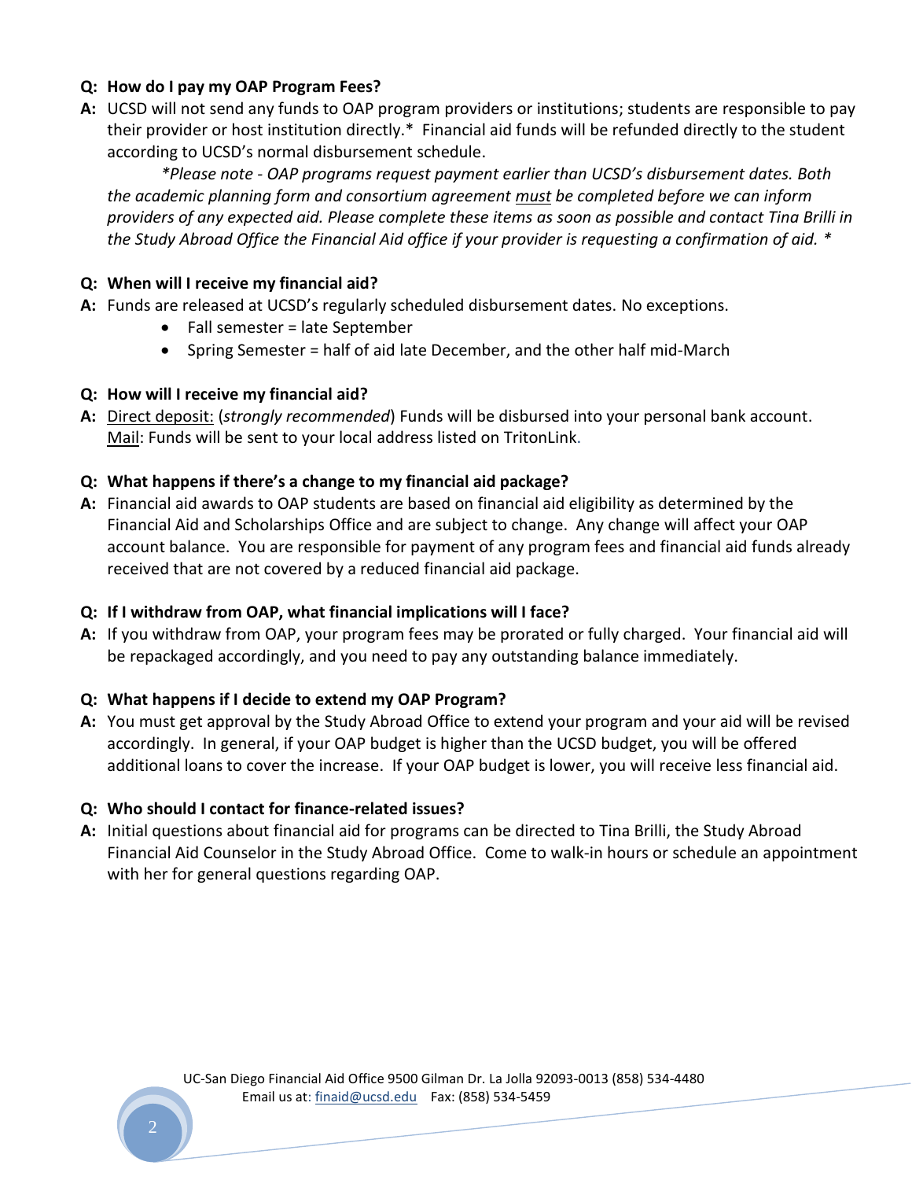**Q: How do I pay my OAP Program Fees?**

**A:** UCSD will not send any funds to OAP program providers or institutions; students are responsible to pay their provider or host institution directly.* Financial aid funds will be refunded directly to the student according to UCSD's normal disbursement schedule.

*\*Please note - OAP programs request payment earlier than UCSD's disbursement dates. Both the academic planning form and consortium agreement must be completed before we can inform providers of any expected aid. Please complete these items as soon as possible and contact Tina Brilli in the Study Abroad Office the Financial Aid office if your provider is requesting a confirmation of aid. \**

**Q: When will I receive my financial aid?**

**A:** Funds are released at UCSD's regularly scheduled disbursement dates. No exceptions.

- Fall semester = late September
- Spring Semester = half of aid late December, and the other half mid-March

**Q: How will I receive my financial aid?**

**A:** Direct deposit: (*strongly recommended*) Funds will be disbursed into your personal bank account. Mail: Funds will be sent to your local address listed on TritonLink.

**Q: What happens if there's a change to my financial aid package?**

**A:** Financial aid awards to OAP students are based on financial aid eligibility as determined by the Financial Aid and Scholarships Office and are subject to change. Any change will affect your OAP account balance. You are responsible for payment of any program fees and financial aid funds already received that are not covered by a reduced financial aid package.

**Q: If I withdraw from OAP, what financial implications will I face?**

**A:** If you withdraw from OAP, your program fees may be prorated or fully charged. Your financial aid will be repackaged accordingly, and you need to pay any outstanding balance immediately.

**Q: What happens if I decide to extend my OAP Program?**

**A:** You must get approval by the Study Abroad Office to extend your program and your aid will be revised accordingly. In general, if your OAP budget is higher than the UCSD budget, you will be offered additional loans to cover the increase. If your OAP budget is lower, you will receive less financial aid.

**Q: Who should I contact for finance-related issues?**

**A:** Initial questions about financial aid for programs can be directed to Tina Brilli, the Study Abroad Financial Aid Counselor in the Study Abroad Office. Come to walk-in hours or schedule an appointment with her for general questions regarding OAP.

UC-San Diego Financial Aid Office 9500 Gilman Dr. La Jolla 92093-0013 (858) 534-4480
Email us at: finaid@ucsd.edu Fax: (858) 534-5459